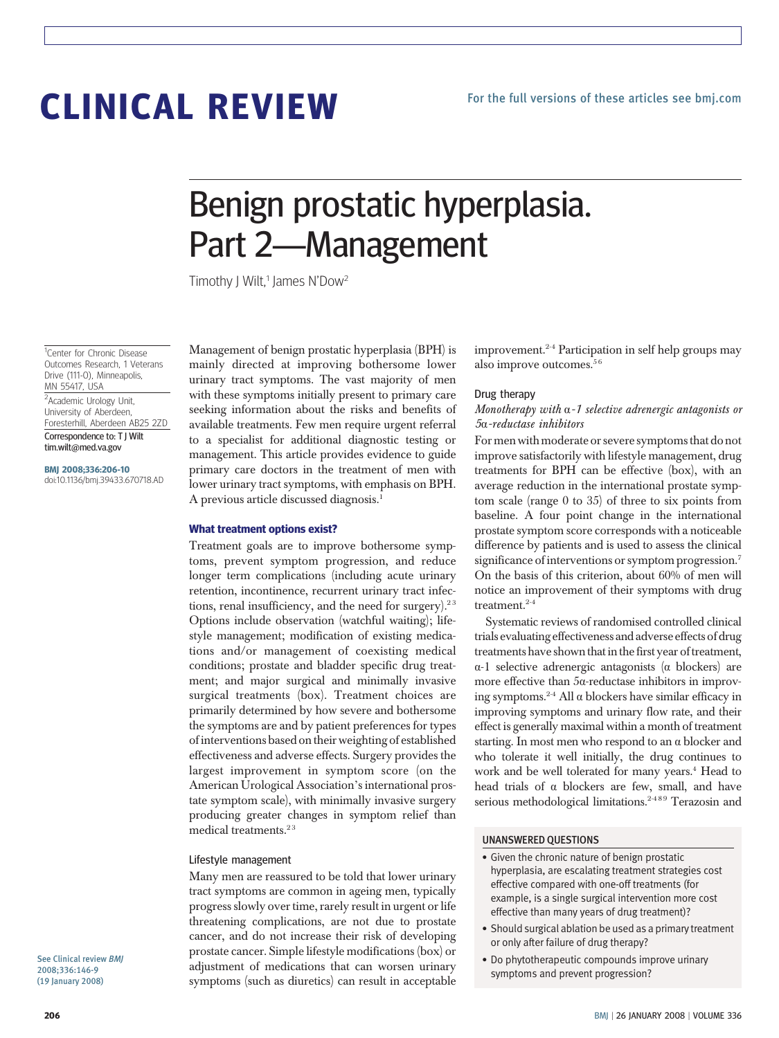# CLINICAL REVIEW

For the full versions of these articles see bmj.com

# Benign prostatic hyperplasia. Part 2—Management

Timothy J Wilt,[1] James N'Dow[2]

[1]Center for Chronic Disease Outcomes Research, 1 Veterans Drive (111-0), Minneapolis, MN 55417, USA

[2]Academic Urology Unit, University of Aberdeen, Foresterhill, Aberdeen AB25 2ZD

Correspondence to: T J Wilt tim.wilt@med.va.gov

**BMJ 2008;336:206-10**
doi:10.1136/bmj.39433.670718.AD

See Clinical review *BMJ* 2008;336:146-9 (19 January 2008)

Management of benign prostatic hyperplasia (BPH) is mainly directed at improving bothersome lower urinary tract symptoms. The vast majority of men with these symptoms initially present to primary care seeking information about the risks and benefits of available treatments. Few men require urgent referral to a specialist for additional diagnostic testing or management. This article provides evidence to guide primary care doctors in the treatment of men with lower urinary tract symptoms, with emphasis on BPH. A previous article discussed diagnosis.[1]

## What treatment options exist?

Treatment goals are to improve bothersome symptoms, prevent symptom progression, and reduce longer term complications (including acute urinary retention, incontinence, recurrent urinary tract infections, renal insufficiency, and the need for surgery).[2,3] Options include observation (watchful waiting); lifestyle management; modification of existing medications and/or management of coexisting medical conditions; prostate and bladder specific drug treatment; and major surgical and minimally invasive surgical treatments (box). Treatment choices are primarily determined by how severe and bothersome the symptoms are and by patient preferences for types of interventions based on their weighting of established effectiveness and adverse effects. Surgery provides the largest improvement in symptom score (on the American Urological Association's international prostate symptom scale), with minimally invasive surgery producing greater changes in symptom relief than medical treatments.[2,3]

### Lifestyle management

Many men are reassured to be told that lower urinary tract symptoms are common in ageing men, typically progress slowly over time, rarely result in urgent or life threatening complications, are not due to prostate cancer, and do not increase their risk of developing prostate cancer. Simple lifestyle modifications (box) or adjustment of medications that can worsen urinary symptoms (such as diuretics) can result in acceptable improvement.[2-4] Participation in self help groups may also improve outcomes.[5,6]

### Drug therapy

*Monotherapy with α-1 selective adrenergic antagonists or 5α-reductase inhibitors*

For men with moderate or severe symptoms that do not improve satisfactorily with lifestyle management, drug treatments for BPH can be effective (box), with an average reduction in the international prostate symptom scale (range 0 to 35) of three to six points from baseline. A four point change in the international prostate symptom score corresponds with a noticeable difference by patients and is used to assess the clinical significance of interventions or symptom progression.[7] On the basis of this criterion, about 60% of men will notice an improvement of their symptoms with drug treatment.[2-4]

Systematic reviews of randomised controlled clinical trials evaluating effectiveness and adverse effects of drug treatments have shown that in the first year of treatment, α-1 selective adrenergic antagonists (α blockers) are more effective than 5α-reductase inhibitors in improving symptoms.[2-4] All α blockers have similar efficacy in improving symptoms and urinary flow rate, and their effect is generally maximal within a month of treatment starting. In most men who respond to an α blocker and who tolerate it well initially, the drug continues to work and be well tolerated for many years.[4] Head to head trials of α blockers are few, small, and have serious methodological limitations.[2,4,8,9] Terazosin and

**UNANSWERED QUESTIONS**

- Given the chronic nature of benign prostatic hyperplasia, are escalating treatment strategies cost effective compared with one-off treatments (for example, is a single surgical intervention more cost effective than many years of drug treatment)?
- Should surgical ablation be used as a primary treatment or only after failure of drug therapy?
- Do phytotherapeutic compounds improve urinary symptoms and prevent progression?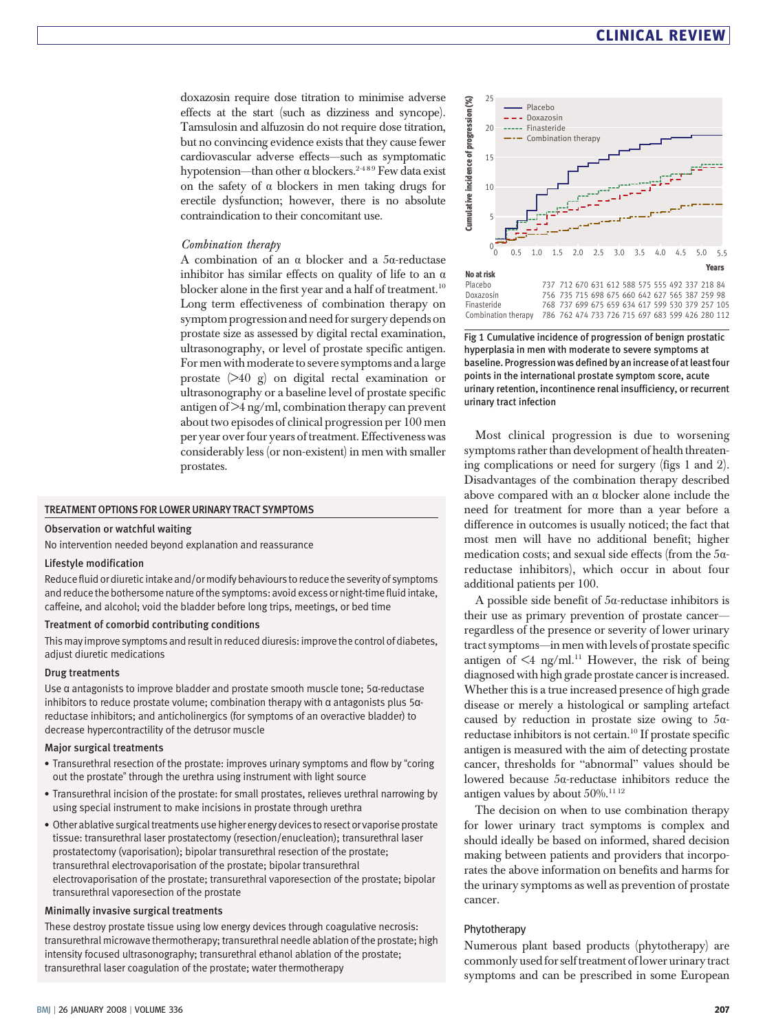doxazosin require dose titration to minimise adverse effects at the start (such as dizziness and syncope). Tamsulosin and alfuzosin do not require dose titration, but no convincing evidence exists that they cause fewer cardiovascular adverse effects—such as symptomatic hypotension—than other α blockers.[2-4 8 9] Few data exist on the safety of α blockers in men taking drugs for erectile dysfunction; however, there is no absolute contraindication to their concomitant use.

*Combination therapy*

A combination of an α blocker and a 5α-reductase inhibitor has similar effects on quality of life to an α blocker alone in the first year and a half of treatment.[10] Long term effectiveness of combination therapy on symptom progression and need for surgery depends on prostate size as assessed by digital rectal examination, ultrasonography, or level of prostate specific antigen. For men with moderate to severe symptoms and a large prostate (>40 g) on digital rectal examination or ultrasonography or a baseline level of prostate specific antigen of >4 ng/ml, combination therapy can prevent about two episodes of clinical progression per 100 men per year over four years of treatment. Effectiveness was considerably less (or non-existent) in men with smaller prostates.

**TREATMENT OPTIONS FOR LOWER URINARY TRACT SYMPTOMS**

**Observation or watchful waiting**

No intervention needed beyond explanation and reassurance

**Lifestyle modification**

Reduce fluid or diuretic intake and/or modify behaviours to reduce the severity of symptoms and reduce the bothersome nature of the symptoms: avoid excess or night-time fluid intake, caffeine, and alcohol; void the bladder before long trips, meetings, or bed time

**Treatment of comorbid contributing conditions**

This may improve symptoms and result in reduced diuresis: improve the control of diabetes, adjust diuretic medications

**Drug treatments**

Use α antagonists to improve bladder and prostate smooth muscle tone; 5α-reductase inhibitors to reduce prostate volume; combination therapy with α antagonists plus 5α-reductase inhibitors; and anticholinergics (for symptoms of an overactive bladder) to decrease hypercontractility of the detrusor muscle

**Major surgical treatments**

- Transurethral resection of the prostate: improves urinary symptoms and flow by "coring out the prostate" through the urethra using instrument with light source
- Transurethral incision of the prostate: for small prostates, relieves urethral narrowing by using special instrument to make incisions in prostate through urethra
- Other ablative surgical treatments use higher energy devices to resect or vaporise prostate tissue: transurethral laser prostatectomy (resection/enucleation); transurethral laser prostatectomy (vaporisation); bipolar transurethral resection of the prostate; transurethral electrovaporisation of the prostate; bipolar transurethral electrovaporisation of the prostate; transurethral vaporesection of the prostate; bipolar transurethral vaporesection of the prostate

**Minimally invasive surgical treatments**

These destroy prostate tissue using low energy devices through coagulative necrosis: transurethral microwave thermotherapy; transurethral needle ablation of the prostate; high intensity focused ultrasonography; transurethral ethanol ablation of the prostate; transurethral laser coagulation of the prostate; water thermotherapy

| No at risk | | | | | | | | | | | | |
|---|---|---|---|---|---|---|---|---|---|---|---|---|
| Placebo | 737 | 712 | 670 | 631 | 612 | 588 | 575 | 555 | 492 | 337 | 218 | 84 |
| Doxazosin | 756 | 735 | 715 | 698 | 675 | 660 | 642 | 627 | 565 | 387 | 259 | 98 |
| Finasteride | 768 | 737 | 699 | 675 | 659 | 634 | 617 | 599 | 530 | 379 | 257 | 105 |
| Combination therapy | 786 | 762 | 474 | 733 | 726 | 715 | 697 | 683 | 599 | 426 | 280 | 112 |

Fig 1 Cumulative incidence of progression of benign prostatic hyperplasia in men with moderate to severe symptoms at baseline. Progression was defined by an increase of at least four points in the international prostate symptom score, acute urinary retention, incontinence renal insufficiency, or recurrent urinary tract infection

Most clinical progression is due to worsening symptoms rather than development of health threatening complications or need for surgery (figs 1 and 2). Disadvantages of the combination therapy described above compared with an α blocker alone include the need for treatment for more than a year before a difference in outcomes is usually noticed; the fact that most men will have no additional benefit; higher medication costs; and sexual side effects (from the 5α-reductase inhibitors), which occur in about four additional patients per 100.

A possible side benefit of 5α-reductase inhibitors is their use as primary prevention of prostate cancer—regardless of the presence or severity of lower urinary tract symptoms—in men with levels of prostate specific antigen of <4 ng/ml.[11] However, the risk of being diagnosed with high grade prostate cancer is increased. Whether this is a true increased presence of high grade disease or merely a histological or sampling artefact caused by reduction in prostate size owing to 5α-reductase inhibitors is not certain.[10] If prostate specific antigen is measured with the aim of detecting prostate cancer, thresholds for "abnormal" values should be lowered because 5α-reductase inhibitors reduce the antigen values by about 50%.[11 12]

The decision on when to use combination therapy for lower urinary tract symptoms is complex and should ideally be based on informed, shared decision making between patients and providers that incorporates the above information on benefits and harms for the urinary symptoms as well as prevention of prostate cancer.

### Phytotherapy

Numerous plant based products (phytotherapy) are commonly used for self treatment of lower urinary tract symptoms and can be prescribed in some European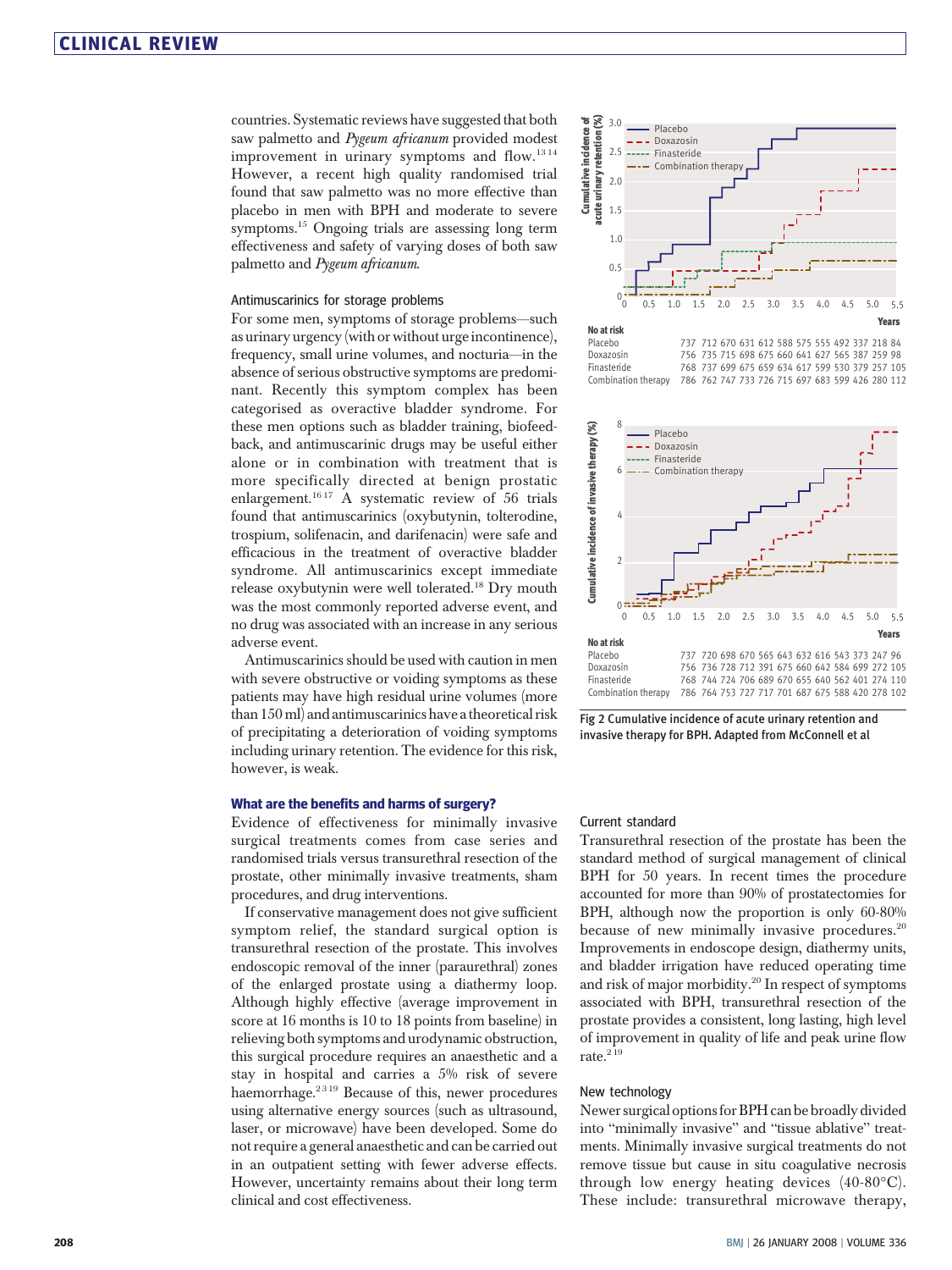countries. Systematic reviews have suggested that both saw palmetto and *Pygeum africanum* provided modest improvement in urinary symptoms and flow.[13 14] However, a recent high quality randomised trial found that saw palmetto was no more effective than placebo in men with BPH and moderate to severe symptoms.[15] Ongoing trials are assessing long term effectiveness and safety of varying doses of both saw palmetto and *Pygeum africanum*.

### Antimuscarinics for storage problems

For some men, symptoms of storage problems—such as urinary urgency (with or without urge incontinence), frequency, small urine volumes, and nocturia—in the absence of serious obstructive symptoms are predominant. Recently this symptom complex has been categorised as overactive bladder syndrome. For these men options such as bladder training, biofeedback, and antimuscarinic drugs may be useful either alone or in combination with treatment that is more specifically directed at benign prostatic enlargement.[16 17] A systematic review of 56 trials found that antimuscarinics (oxybutynin, tolterodine, trospium, solifenacin, and darifenacin) were safe and efficacious in the treatment of overactive bladder syndrome. All antimuscarinics except immediate release oxybutynin were well tolerated.[18] Dry mouth was the most commonly reported adverse event, and no drug was associated with an increase in any serious adverse event.

Antimuscarinics should be used with caution in men with severe obstructive or voiding symptoms as these patients may have high residual urine volumes (more than 150 ml) and antimuscarinics have a theoretical risk of precipitating a deterioration of voiding symptoms including urinary retention. The evidence for this risk, however, is weak.

## What are the benefits and harms of surgery?

Evidence of effectiveness for minimally invasive surgical treatments comes from case series and randomised trials versus transurethral resection of the prostate, other minimally invasive treatments, sham procedures, and drug interventions.

If conservative management does not give sufficient symptom relief, the standard surgical option is transurethral resection of the prostate. This involves endoscopic removal of the inner (paraurethral) zones of the enlarged prostate using a diathermy loop. Although highly effective (average improvement in score at 16 months is 10 to 18 points from baseline) in relieving both symptoms and urodynamic obstruction, this surgical procedure requires an anaesthetic and a stay in hospital and carries a 5% risk of severe haemorrhage.[2 3 19] Because of this, newer procedures using alternative energy sources (such as ultrasound, laser, or microwave) have been developed. Some do not require a general anaesthetic and can be carried out in an outpatient setting with fewer adverse effects. However, uncertainty remains about their long term clinical and cost effectiveness.

No at risk (cumulative incidence of acute urinary retention):

| | | | | | | | | | | | |
|---|---|---|---|---|---|---|---|---|---|---|---|
| Placebo | 737 | 712 | 670 | 631 | 612 | 588 | 575 | 555 | 492 | 337 | 218 | 84 |
| Doxazosin | 756 | 735 | 715 | 698 | 675 | 660 | 641 | 627 | 565 | 387 | 259 | 98 |
| Finasteride | 768 | 737 | 699 | 675 | 659 | 634 | 617 | 599 | 530 | 379 | 257 | 105 |
| Combination therapy | 786 | 762 | 747 | 733 | 726 | 715 | 697 | 683 | 599 | 426 | 280 | 112 |

No at risk (cumulative incidence of invasive therapy):

| | | | | | | | | | | | |
|---|---|---|---|---|---|---|---|---|---|---|---|
| Placebo | 737 | 720 | 698 | 670 | 565 | 643 | 632 | 616 | 543 | 373 | 247 | 96 |
| Doxazosin | 756 | 736 | 728 | 712 | 391 | 675 | 660 | 642 | 584 | 699 | 272 | 105 |
| Finasteride | 768 | 744 | 724 | 706 | 689 | 670 | 655 | 640 | 562 | 401 | 274 | 110 |
| Combination therapy | 786 | 764 | 753 | 727 | 717 | 701 | 687 | 675 | 588 | 420 | 278 | 102 |

Fig 2 Cumulative incidence of acute urinary retention and invasive therapy for BPH. Adapted from McConnell et al

### Current standard

Transurethral resection of the prostate has been the standard method of surgical management of clinical BPH for 50 years. In recent times the procedure accounted for more than 90% of prostatectomies for BPH, although now the proportion is only 60-80% because of new minimally invasive procedures.[20] Improvements in endoscope design, diathermy units, and bladder irrigation have reduced operating time and risk of major morbidity.[20] In respect of symptoms associated with BPH, transurethral resection of the prostate provides a consistent, long lasting, high level of improvement in quality of life and peak urine flow rate.[2 19]

### New technology

Newer surgical options for BPH can be broadly divided into "minimally invasive" and "tissue ablative" treatments. Minimally invasive surgical treatments do not remove tissue but cause in situ coagulative necrosis through low energy heating devices (40-80°C). These include: transurethral microwave therapy,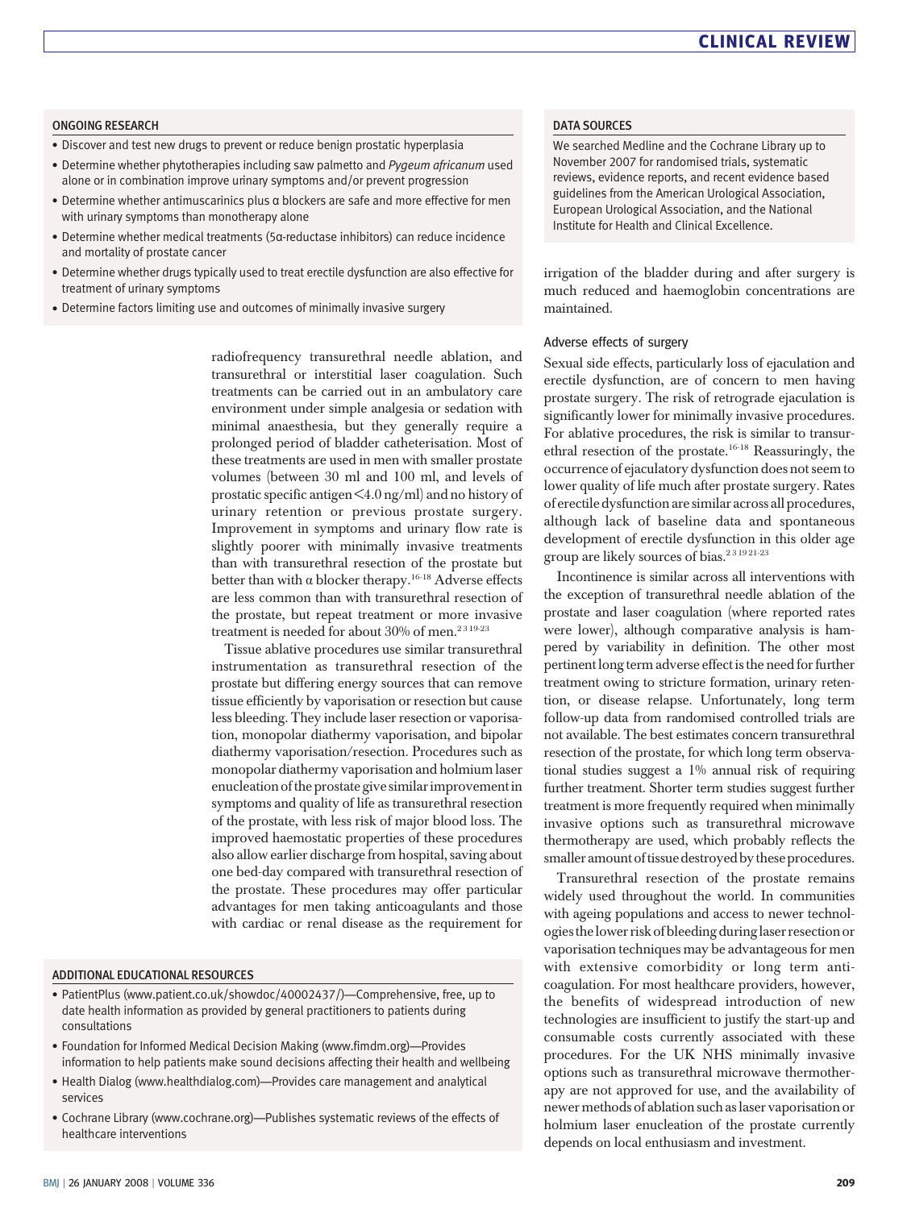### ONGOING RESEARCH

- Discover and test new drugs to prevent or reduce benign prostatic hyperplasia
- Determine whether phytotherapies including saw palmetto and *Pygeum africanum* used alone or in combination improve urinary symptoms and/or prevent progression
- Determine whether antimuscarinics plus α blockers are safe and more effective for men with urinary symptoms than monotherapy alone
- Determine whether medical treatments (5α-reductase inhibitors) can reduce incidence and mortality of prostate cancer
- Determine whether drugs typically used to treat erectile dysfunction are also effective for treatment of urinary symptoms
- Determine factors limiting use and outcomes of minimally invasive surgery

### DATA SOURCES

We searched Medline and the Cochrane Library up to November 2007 for randomised trials, systematic reviews, evidence reports, and recent evidence based guidelines from the American Urological Association, European Urological Association, and the National Institute for Health and Clinical Excellence.

radiofrequency transurethral needle ablation, and transurethral or interstitial laser coagulation. Such treatments can be carried out in an ambulatory care environment under simple analgesia or sedation with minimal anaesthesia, but they generally require a prolonged period of bladder catheterisation. Most of these treatments are used in men with smaller prostate volumes (between 30 ml and 100 ml, and levels of prostatic specific antigen <4.0 ng/ml) and no history of urinary retention or previous prostate surgery. Improvement in symptoms and urinary flow rate is slightly poorer with minimally invasive treatments than with transurethral resection of the prostate but better than with α blocker therapy.[16-18] Adverse effects are less common than with transurethral resection of the prostate, but repeat treatment or more invasive treatment is needed for about 30% of men.[2 3 19-23]

Tissue ablative procedures use similar transurethral instrumentation as transurethral resection of the prostate but differing energy sources that can remove tissue efficiently by vaporisation or resection but cause less bleeding. They include laser resection or vaporisation, monopolar diathermy vaporisation, and bipolar diathermy vaporisation/resection. Procedures such as monopolar diathermy vaporisation and holmium laser enucleation of the prostate give similar improvement in symptoms and quality of life as transurethral resection of the prostate, with less risk of major blood loss. The improved haemostatic properties of these procedures also allow earlier discharge from hospital, saving about one bed-day compared with transurethral resection of the prostate. These procedures may offer particular advantages for men taking anticoagulants and those with cardiac or renal disease as the requirement for irrigation of the bladder during and after surgery is much reduced and haemoglobin concentrations are maintained.

#### Adverse effects of surgery

Sexual side effects, particularly loss of ejaculation and erectile dysfunction, are of concern to men having prostate surgery. The risk of retrograde ejaculation is significantly lower for minimally invasive procedures. For ablative procedures, the risk is similar to transurethral resection of the prostate.[16-18] Reassuringly, the occurrence of ejaculatory dysfunction does not seem to lower quality of life much after prostate surgery. Rates of erectile dysfunction are similar across all procedures, although lack of baseline data and spontaneous development of erectile dysfunction in this older age group are likely sources of bias.[2 3 19 21-23]

Incontinence is similar across all interventions with the exception of transurethral needle ablation of the prostate and laser coagulation (where reported rates were lower), although comparative analysis is hampered by variability in definition. The other most pertinent long term adverse effect is the need for further treatment owing to stricture formation, urinary retention, or disease relapse. Unfortunately, long term follow-up data from randomised controlled trials are not available. The best estimates concern transurethral resection of the prostate, for which long term observational studies suggest a 1% annual risk of requiring further treatment. Shorter term studies suggest further treatment is more frequently required when minimally invasive options such as transurethral microwave thermotherapy are used, which probably reflects the smaller amount of tissue destroyed by these procedures.

Transurethral resection of the prostate remains widely used throughout the world. In communities with ageing populations and access to newer technologies the lower risk of bleeding during laser resection or vaporisation techniques may be advantageous for men with extensive comorbidity or long term anticoagulation. For most healthcare providers, however, the benefits of widespread introduction of new technologies are insufficient to justify the start-up and consumable costs currently associated with these procedures. For the UK NHS minimally invasive options such as transurethral microwave thermotherapy are not approved for use, and the availability of newer methods of ablation such as laser vaporisation or holmium laser enucleation of the prostate currently depends on local enthusiasm and investment.

### ADDITIONAL EDUCATIONAL RESOURCES

- PatientPlus (www.patient.co.uk/showdoc/40002437/)—Comprehensive, free, up to date health information as provided by general practitioners to patients during consultations
- Foundation for Informed Medical Decision Making (www.fimdm.org)—Provides information to help patients make sound decisions affecting their health and wellbeing
- Health Dialog (www.healthdialog.com)—Provides care management and analytical services
- Cochrane Library (www.cochrane.org)—Publishes systematic reviews of the effects of healthcare interventions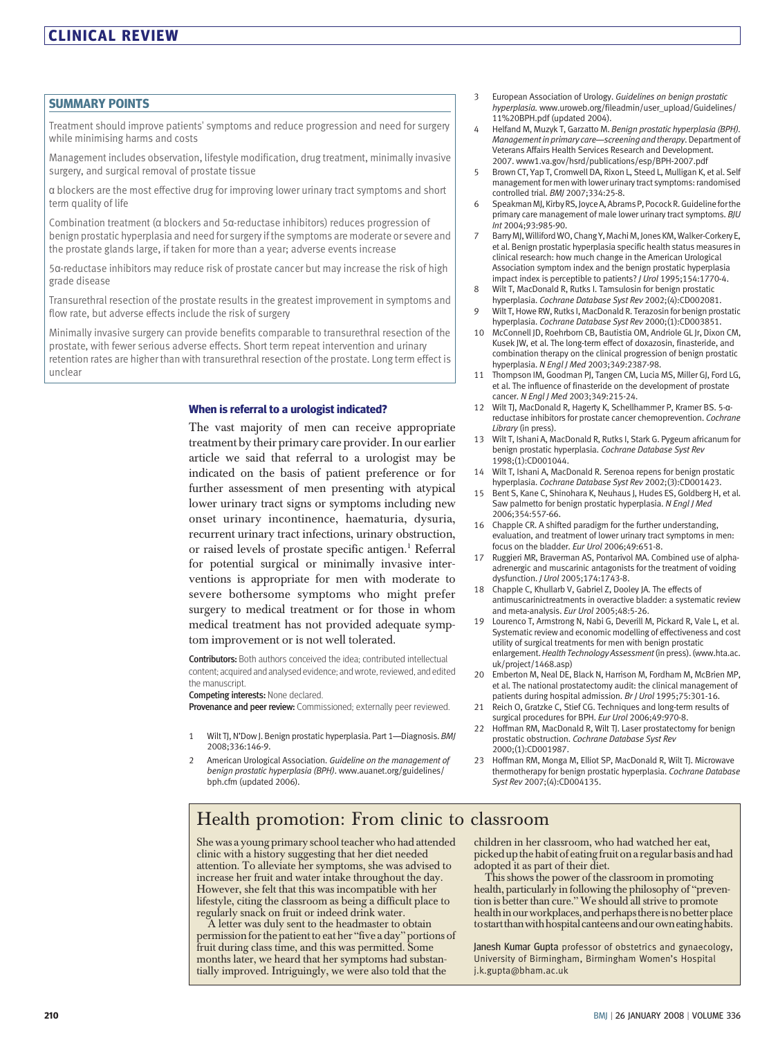## SUMMARY POINTS

Treatment should improve patients' symptoms and reduce progression and need for surgery while minimising harms and costs

Management includes observation, lifestyle modification, drug treatment, minimally invasive surgery, and surgical removal of prostate tissue

α blockers are the most effective drug for improving lower urinary tract symptoms and short term quality of life

Combination treatment (α blockers and 5α-reductase inhibitors) reduces progression of benign prostatic hyperplasia and need for surgery if the symptoms are moderate or severe and the prostate glands large, if taken for more than a year; adverse events increase

5α-reductase inhibitors may reduce risk of prostate cancer but may increase the risk of high grade disease

Transurethral resection of the prostate results in the greatest improvement in symptoms and flow rate, but adverse effects include the risk of surgery

Minimally invasive surgery can provide benefits comparable to transurethral resection of the prostate, with fewer serious adverse effects. Short term repeat intervention and urinary retention rates are higher than with transurethral resection of the prostate. Long term effect is unclear

### When is referral to a urologist indicated?

The vast majority of men can receive appropriate treatment by their primary care provider. In our earlier article we said that referral to a urologist may be indicated on the basis of patient preference or for further assessment of men presenting with atypical lower urinary tract signs or symptoms including new onset urinary incontinence, haematuria, dysuria, recurrent urinary tract infections, urinary obstruction, or raised levels of prostate specific antigen.[1] Referral for potential surgical or minimally invasive interventions is appropriate for men with moderate to severe bothersome symptoms who might prefer surgery to medical treatment or for those in whom medical treatment has not provided adequate symptom improvement or is not well tolerated.

**Contributors:** Both authors conceived the idea; contributed intellectual content; acquired and analysed evidence; and wrote, reviewed, and edited the manuscript.

**Competing interests:** None declared.

**Provenance and peer review:** Commissioned; externally peer reviewed.

1. Wilt TJ, N'Dow J. Benign prostatic hyperplasia. Part 1—Diagnosis. *BMJ* 2008;336:146-9.
2. American Urological Association. *Guideline on the management of benign prostatic hyperplasia (BPH)*. www.auanet.org/guidelines/bph.cfm (updated 2006).
3. European Association of Urology. *Guidelines on benign prostatic hyperplasia.* www.uroweb.org/fileadmin/user_upload/Guidelines/11%20BPH.pdf (updated 2004).
4. Helfand M, Muzyk T, Garzatto M. *Benign prostatic hyperplasia (BPH). Management in primary care—screening and therapy*. Department of Veterans Affairs Health Services Research and Development. 2007. www1.va.gov/hsrd/publications/esp/BPH-2007.pdf
5. Brown CT, Yap T, Cromwell DA, Rixon L, Steed L, Mulligan K, et al. Self management for men with lower urinary tract symptoms: randomised controlled trial. *BMJ* 2007;334:25-8.
6. Speakman MJ, Kirby RS, Joyce A, Abrams P, Pocock R. Guideline for the primary care management of male lower urinary tract symptoms. *BJU Int* 2004;93:985-90.
7. Barry MJ, Williford WO, Chang Y, Machi M, Jones KM, Walker-Corkery E, et al. Benign prostatic hyperplasia specific health status measures in clinical research: how much change in the American Urological Association symptom index and the benign prostatic hyperplasia impact index is perceptible to patients? *J Urol* 1995;154:1770-4.
8. Wilt T, MacDonald R, Rutks I. Tamsulosin for benign prostatic hyperplasia. *Cochrane Database Syst Rev* 2002;(4):CD002081.
9. Wilt T, Howe RW, Rutks I, MacDonald R. Terazosin for benign prostatic hyperplasia. *Cochrane Database Syst Rev* 2000;(1):CD003851.
10. McConnell JD, Roehrborn CB, Bautista OM, Andriole GL Jr, Dixon CM, Kusek JW, et al. The long-term effect of doxazosin, finasteride, and combination therapy on the clinical progression of benign prostatic hyperplasia. *N Engl J Med* 2003;349:2387-98.
11. Thompson IM, Goodman PJ, Tangen CM, Lucia MS, Miller GJ, Ford LG, et al. The influence of finasteride on the development of prostate cancer. *N Engl J Med* 2003;349:215-24.
12. Wilt TJ, MacDonald R, Hagerty K, Schellhammer P, Kramer BS. 5-α-reductase inhibitors for prostate cancer chemoprevention. *Cochrane Library* (in press).
13. Wilt T, Ishani A, MacDonald R, Rutks I, Stark G. Pygeum africanum for benign prostatic hyperplasia. *Cochrane Database Syst Rev* 1998;(1):CD001044.
14. Wilt T, Ishani A, MacDonald R. Serenoa repens for benign prostatic hyperplasia. *Cochrane Database Syst Rev* 2002;(3):CD001423.
15. Bent S, Kane C, Shinohara K, Neuhaus J, Hudes ES, Goldberg H, et al. Saw palmetto for benign prostatic hyperplasia. *N Engl J Med* 2006;354:557-66.
16. Chapple CR. A shifted paradigm for the further understanding, evaluation, and treatment of lower urinary tract symptoms in men: focus on the bladder. *Eur Urol* 2006;49:651-8.
17. Ruggieri MR, Braverman AS, Pontarivol MA. Combined use of alpha-adrenergic and muscarinic antagonists for the treatment of voiding dysfunction. *J Urol* 2005;174:1743-8.
18. Chapple C, Khullarb V, Gabriel Z, Dooley JA. The effects of antimuscarinictreatments in overactive bladder: a systematic review and meta-analysis. *Eur Urol* 2005;48:5-26.
19. Lourenco T, Armstrong N, Nabi G, Deverill M, Pickard R, Vale L, et al. Systematic review and economic modelling of effectiveness and cost utility of surgical treatments for men with benign prostatic enlargement. *Health Technology Assessment* (in press). (www.hta.ac.uk/project/1468.asp)
20. Emberton M, Neal DE, Black N, Harrison M, Fordham M, McBrien MP, et al. The national prostatectomy audit: the clinical management of patients during hospital admission. *Br J Urol* 1995;75:301-16.
21. Reich O, Gratzke C, Stief CG. Techniques and long-term results of surgical procedures for BPH. *Eur Urol* 2006;49:970-8.
22. Hoffman RM, MacDonald R, Wilt TJ. Laser prostatectomy for benign prostatic obstruction. *Cochrane Database Syst Rev* 2000;(1):CD001987.
23. Hoffman RM, Monga M, Elliot SP, MacDonald R, Wilt TJ. Microwave thermotherapy for benign prostatic hyperplasia. *Cochrane Database Syst Rev* 2007;(4):CD004135.

## Health promotion: From clinic to classroom

She was a young primary school teacher who had attended clinic with a history suggesting that her diet needed attention. To alleviate her symptoms, she was advised to increase her fruit and water intake throughout the day. However, she felt that this was incompatible with her lifestyle, citing the classroom as being a difficult place to regularly snack on fruit or indeed drink water.

A letter was duly sent to the headmaster to obtain permission for the patient to eat her "five a day" portions of fruit during class time, and this was permitted. Some months later, we heard that her symptoms had substantially improved. Intriguingly, we were also told that the children in her classroom, who had watched her eat, picked up the habit of eating fruit on a regular basis and had adopted it as part of their diet.

This shows the power of the classroom in promoting health, particularly in following the philosophy of "prevention is better than cure." We should all strive to promote health in our workplaces, and perhaps there is no better place to start than with hospital canteens and our own eating habits.

Janesh Kumar Gupta professor of obstetrics and gynaecology, University of Birmingham, Birmingham Women's Hospital
j.k.gupta@bham.ac.uk